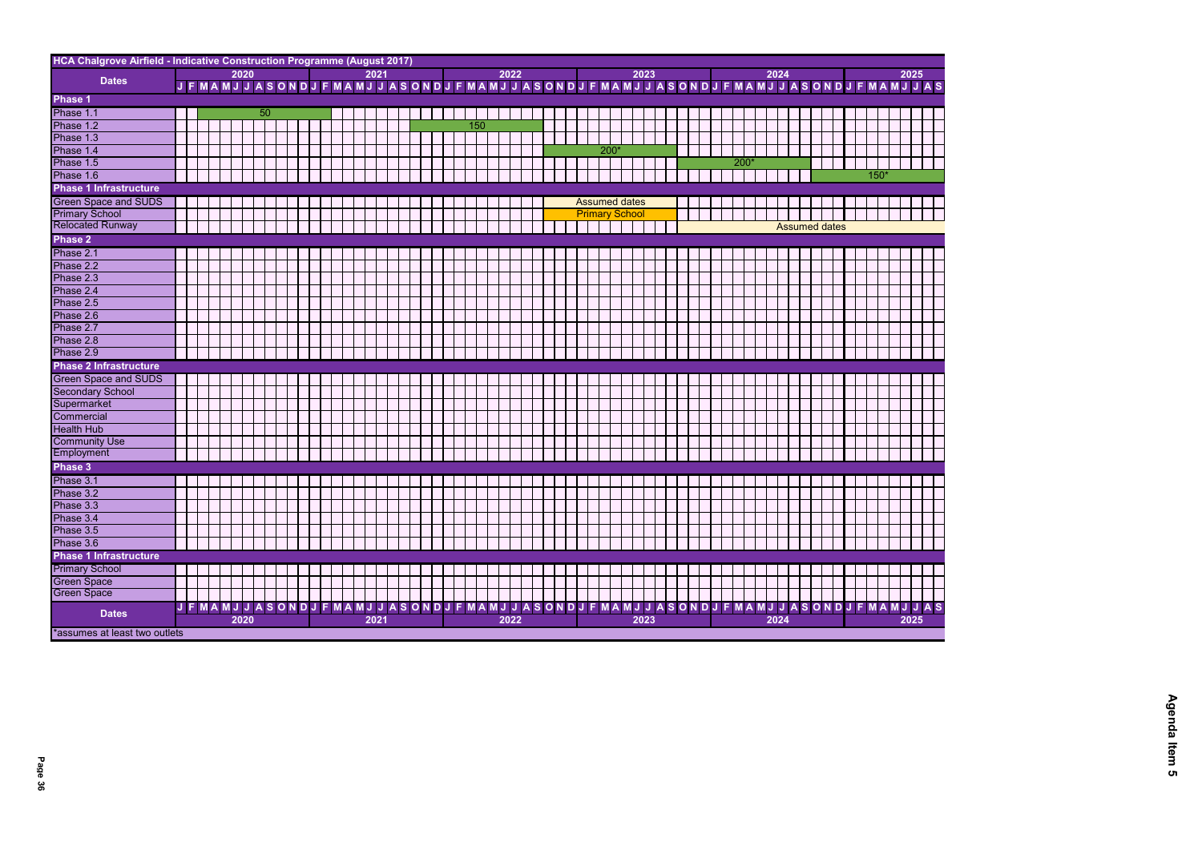## HCA Chalgrove Airfield - Indicative Construction Programme (August 2017)

The programme runs from January 2020 to September 2025, shown by month.

| Dates | Timing shown on chart | Label |
|---|---|---|
| **Phase 1** | | |
| Phase 1.1 | Mar 2020 – Feb 2021 | 50 |
| Phase 1.2 | Oct 2021 – Sep 2022 | 150 |
| Phase 1.3 | | |
| Phase 1.4 | Oct 2022 – Sep 2023 | 200* |
| Phase 1.5 | Oct 2023 – Sep 2024 | 200* |
| Phase 1.6 | Oct 2024 – Sep 2025 | 150* |
| **Phase 1 Infrastructure** | | |
| Green Space and SUDS | Oct 2022 – Sep 2023 | Assumed dates |
| Primary School | Oct 2022 – Sep 2023 | Primary School |
| Relocated Runway | Oct 2023 – Sep 2025 | Assumed dates |
| **Phase 2** | | |
| Phase 2.1 | | |
| Phase 2.2 | | |
| Phase 2.3 | | |
| Phase 2.4 | | |
| Phase 2.5 | | |
| Phase 2.6 | | |
| Phase 2.7 | | |
| Phase 2.8 | | |
| Phase 2.9 | | |
| **Phase 2 Infrastructure** | | |
| Green Space and SUDS | | |
| Secondary School | | |
| Supermarket | | |
| Commercial | | |
| Health Hub | | |
| Community Use | | |
| Employment | | |
| **Phase 3** | | |
| Phase 3.1 | | |
| Phase 3.2 | | |
| Phase 3.3 | | |
| Phase 3.4 | | |
| Phase 3.5 | | |
| Phase 3.6 | | |
| **Phase 1 Infrastructure** | | |
| Primary School | | |
| Green Space | | |
| Green Space | | |

*assumes at least two outlets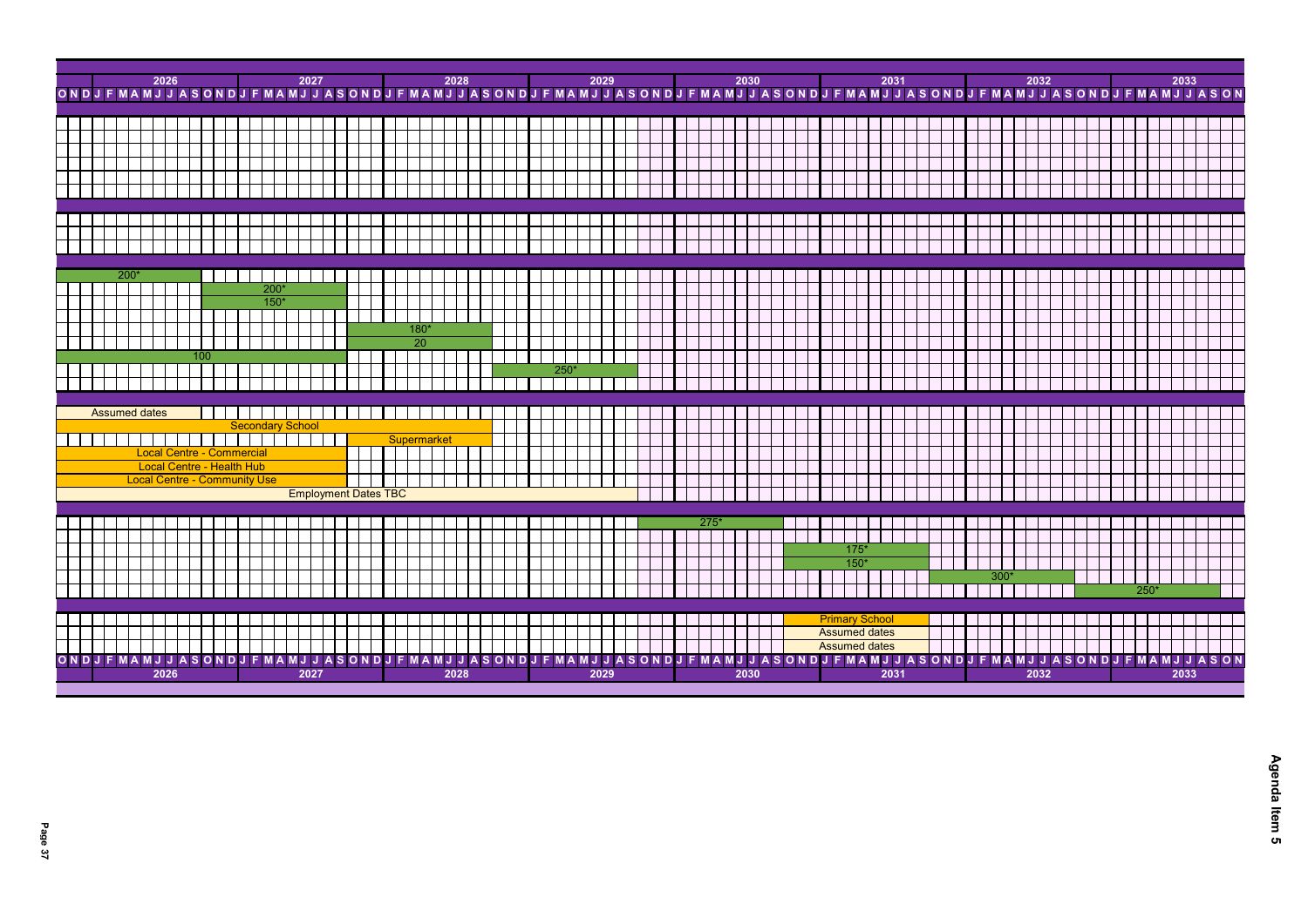2026 2027 2028 2029 2030 2031 2032 2033

O N D J F M A M J J A S O N D J F M A M J J A S O N D J F M A M J J A S O N D J F M A M J J A S O N D J F M A M J J A S O N D J F M A M J J A S O N D J F M A M J J A S O N D J F M A M J J A S O N

200*

200*

150*

180*

20

100

250*

Assumed dates

Secondary School

Supermarket

Local Centre - Commercial

Local Centre - Health Hub

Local Centre - Community Use

Employment Dates TBC

275*

175*

150*

300*

250*

Primary School

Assumed dates

Assumed dates

O N D J F M A M J J A S O N D J F M A M J J A S O N D J F M A M J J A S O N D J F M A M J J A S O N D J F M A M J J A S O N D J F M A M J J A S O N D J F M A M J J A S O N D J F M A M J J A S O N

2026 2027 2028 2029 2030 2031 2032 2033